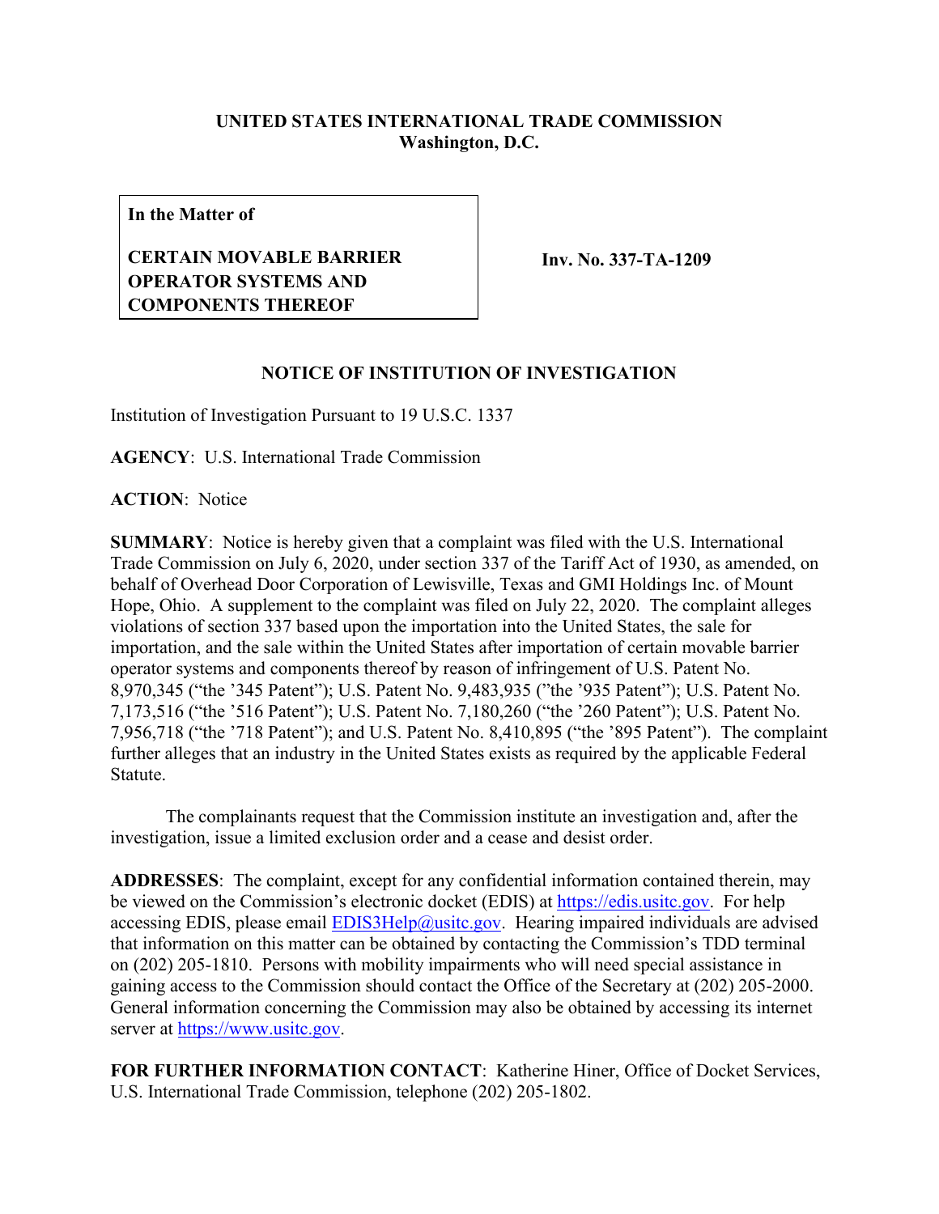**UNITED STATES INTERNATIONAL TRADE COMMISSION**
**Washington, D.C.**

| **In the Matter of**<br><br>**CERTAIN MOVABLE BARRIER OPERATOR SYSTEMS AND COMPONENTS THEREOF** | **Inv. No. 337-TA-1209** |
|---|---|

**NOTICE OF INSTITUTION OF INVESTIGATION**

Institution of Investigation Pursuant to 19 U.S.C. 1337

**AGENCY**: U.S. International Trade Commission

**ACTION**: Notice

**SUMMARY**: Notice is hereby given that a complaint was filed with the U.S. International Trade Commission on July 6, 2020, under section 337 of the Tariff Act of 1930, as amended, on behalf of Overhead Door Corporation of Lewisville, Texas and GMI Holdings Inc. of Mount Hope, Ohio. A supplement to the complaint was filed on July 22, 2020. The complaint alleges violations of section 337 based upon the importation into the United States, the sale for importation, and the sale within the United States after importation of certain movable barrier operator systems and components thereof by reason of infringement of U.S. Patent No. 8,970,345 ("the '345 Patent"); U.S. Patent No. 9,483,935 ("the '935 Patent"); U.S. Patent No. 7,173,516 ("the '516 Patent"); U.S. Patent No. 7,180,260 ("the '260 Patent"); U.S. Patent No. 7,956,718 ("the '718 Patent"); and U.S. Patent No. 8,410,895 ("the '895 Patent"). The complaint further alleges that an industry in the United States exists as required by the applicable Federal Statute.

The complainants request that the Commission institute an investigation and, after the investigation, issue a limited exclusion order and a cease and desist order.

**ADDRESSES**: The complaint, except for any confidential information contained therein, may be viewed on the Commission's electronic docket (EDIS) at https://edis.usitc.gov. For help accessing EDIS, please email EDIS3Help@usitc.gov. Hearing impaired individuals are advised that information on this matter can be obtained by contacting the Commission's TDD terminal on (202) 205-1810. Persons with mobility impairments who will need special assistance in gaining access to the Commission should contact the Office of the Secretary at (202) 205-2000. General information concerning the Commission may also be obtained by accessing its internet server at https://www.usitc.gov.

**FOR FURTHER INFORMATION CONTACT**: Katherine Hiner, Office of Docket Services, U.S. International Trade Commission, telephone (202) 205-1802.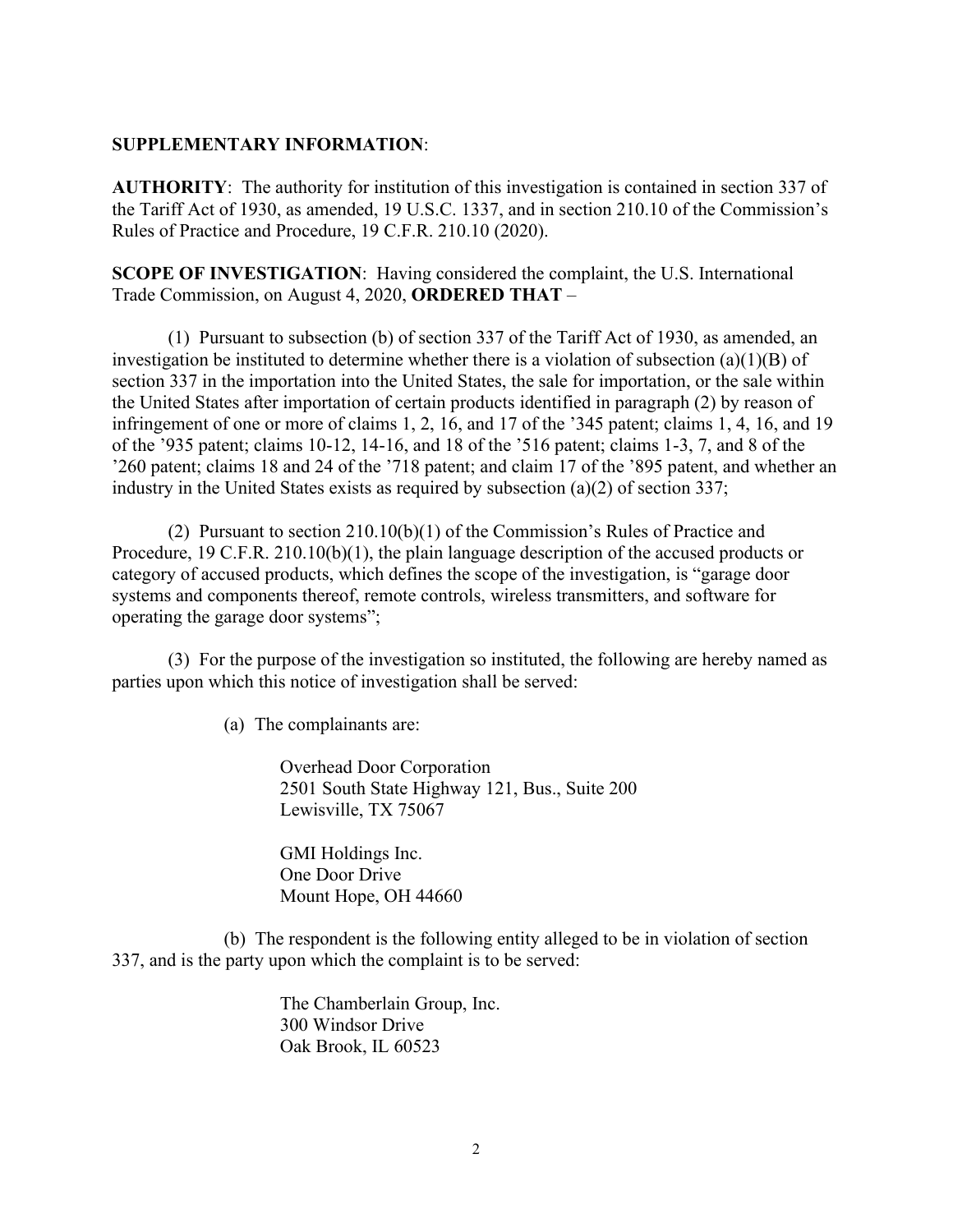**SUPPLEMENTARY INFORMATION**:

**AUTHORITY**: The authority for institution of this investigation is contained in section 337 of the Tariff Act of 1930, as amended, 19 U.S.C. 1337, and in section 210.10 of the Commission's Rules of Practice and Procedure, 19 C.F.R. 210.10 (2020).

**SCOPE OF INVESTIGATION**: Having considered the complaint, the U.S. International Trade Commission, on August 4, 2020, **ORDERED THAT** –

(1) Pursuant to subsection (b) of section 337 of the Tariff Act of 1930, as amended, an investigation be instituted to determine whether there is a violation of subsection (a)(1)(B) of section 337 in the importation into the United States, the sale for importation, or the sale within the United States after importation of certain products identified in paragraph (2) by reason of infringement of one or more of claims 1, 2, 16, and 17 of the '345 patent; claims 1, 4, 16, and 19 of the '935 patent; claims 10-12, 14-16, and 18 of the '516 patent; claims 1-3, 7, and 8 of the '260 patent; claims 18 and 24 of the '718 patent; and claim 17 of the '895 patent, and whether an industry in the United States exists as required by subsection (a)(2) of section 337;

(2) Pursuant to section 210.10(b)(1) of the Commission's Rules of Practice and Procedure, 19 C.F.R. 210.10(b)(1), the plain language description of the accused products or category of accused products, which defines the scope of the investigation, is "garage door systems and components thereof, remote controls, wireless transmitters, and software for operating the garage door systems";

(3) For the purpose of the investigation so instituted, the following are hereby named as parties upon which this notice of investigation shall be served:

(a) The complainants are:

Overhead Door Corporation
2501 South State Highway 121, Bus., Suite 200
Lewisville, TX 75067

GMI Holdings Inc.
One Door Drive
Mount Hope, OH 44660

(b) The respondent is the following entity alleged to be in violation of section 337, and is the party upon which the complaint is to be served:

The Chamberlain Group, Inc.
300 Windsor Drive
Oak Brook, IL 60523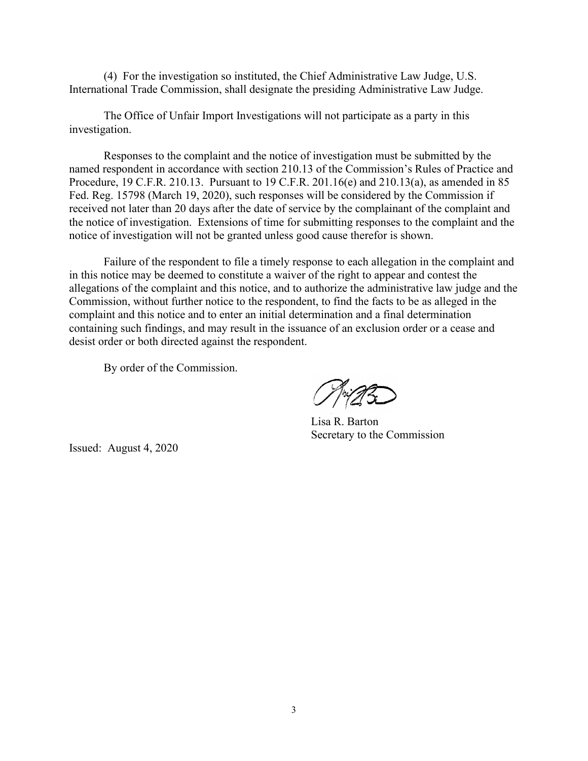(4) For the investigation so instituted, the Chief Administrative Law Judge, U.S. International Trade Commission, shall designate the presiding Administrative Law Judge.

The Office of Unfair Import Investigations will not participate as a party in this investigation.

Responses to the complaint and the notice of investigation must be submitted by the named respondent in accordance with section 210.13 of the Commission's Rules of Practice and Procedure, 19 C.F.R. 210.13. Pursuant to 19 C.F.R. 201.16(e) and 210.13(a), as amended in 85 Fed. Reg. 15798 (March 19, 2020), such responses will be considered by the Commission if received not later than 20 days after the date of service by the complainant of the complaint and the notice of investigation. Extensions of time for submitting responses to the complaint and the notice of investigation will not be granted unless good cause therefor is shown.

Failure of the respondent to file a timely response to each allegation in the complaint and in this notice may be deemed to constitute a waiver of the right to appear and contest the allegations of the complaint and this notice, and to authorize the administrative law judge and the Commission, without further notice to the respondent, to find the facts to be as alleged in the complaint and this notice and to enter an initial determination and a final determination containing such findings, and may result in the issuance of an exclusion order or a cease and desist order or both directed against the respondent.

By order of the Commission.

Lisa R. Barton
Secretary to the Commission

Issued: August 4, 2020